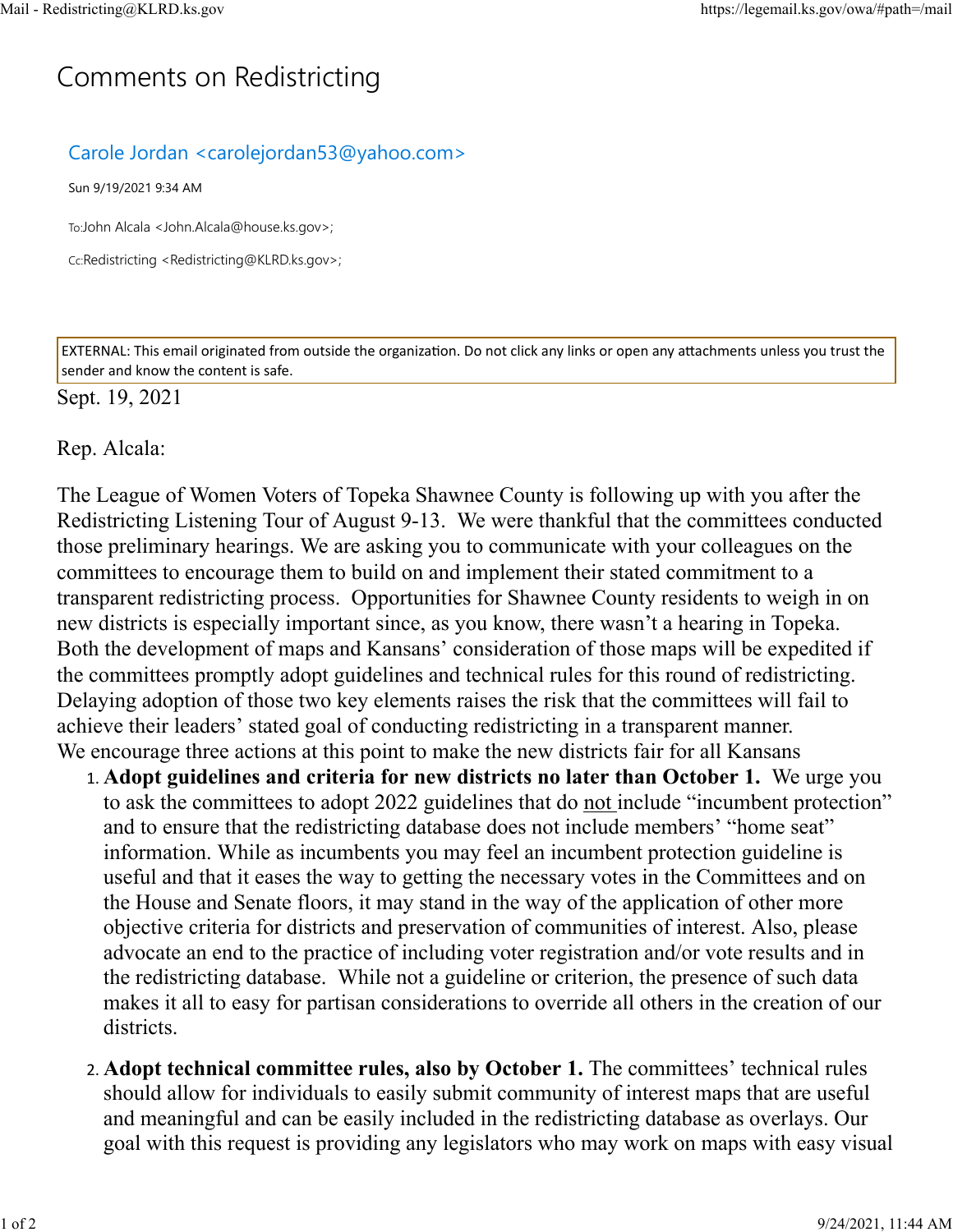# Comments on Redistricting

Carole Jordan <carolejordan53@yahoo.com>

Sun 9/19/2021 9:34 AM

To: John Alcala <John.Alcala@house.ks.gov>;

Cc: Redistricting <Redistricting@KLRD.ks.gov>;

EXTERNAL: This email originated from outside the organization. Do not click any links or open any attachments unless you trust the sender and know the content is safe.

Sept. 19, 2021

Rep. Alcala:

The League of Women Voters of Topeka Shawnee County is following up with you after the Redistricting Listening Tour of August 9-13. We were thankful that the committees conducted those preliminary hearings. We are asking you to communicate with your colleagues on the committees to encourage them to build on and implement their stated commitment to a transparent redistricting process. Opportunities for Shawnee County residents to weigh in on new districts is especially important since, as you know, there wasn't a hearing in Topeka. Both the development of maps and Kansans' consideration of those maps will be expedited if the committees promptly adopt guidelines and technical rules for this round of redistricting. Delaying adoption of those two key elements raises the risk that the committees will fail to achieve their leaders' stated goal of conducting redistricting in a transparent manner.
We encourage three actions at this point to make the new districts fair for all Kansans

1. **Adopt guidelines and criteria for new districts no later than October 1.** We urge you to ask the committees to adopt 2022 guidelines that do <u>not</u> include "incumbent protection" and to ensure that the redistricting database does not include members' "home seat" information. While as incumbents you may feel an incumbent protection guideline is useful and that it eases the way to getting the necessary votes in the Committees and on the House and Senate floors, it may stand in the way of the application of other more objective criteria for districts and preservation of communities of interest. Also, please advocate an end to the practice of including voter registration and/or vote results and in the redistricting database. While not a guideline or criterion, the presence of such data makes it all to easy for partisan considerations to override all others in the creation of our districts.

2. **Adopt technical committee rules, also by October 1.** The committees' technical rules should allow for individuals to easily submit community of interest maps that are useful and meaningful and can be easily included in the redistricting database as overlays. Our goal with this request is providing any legislators who may work on maps with easy visual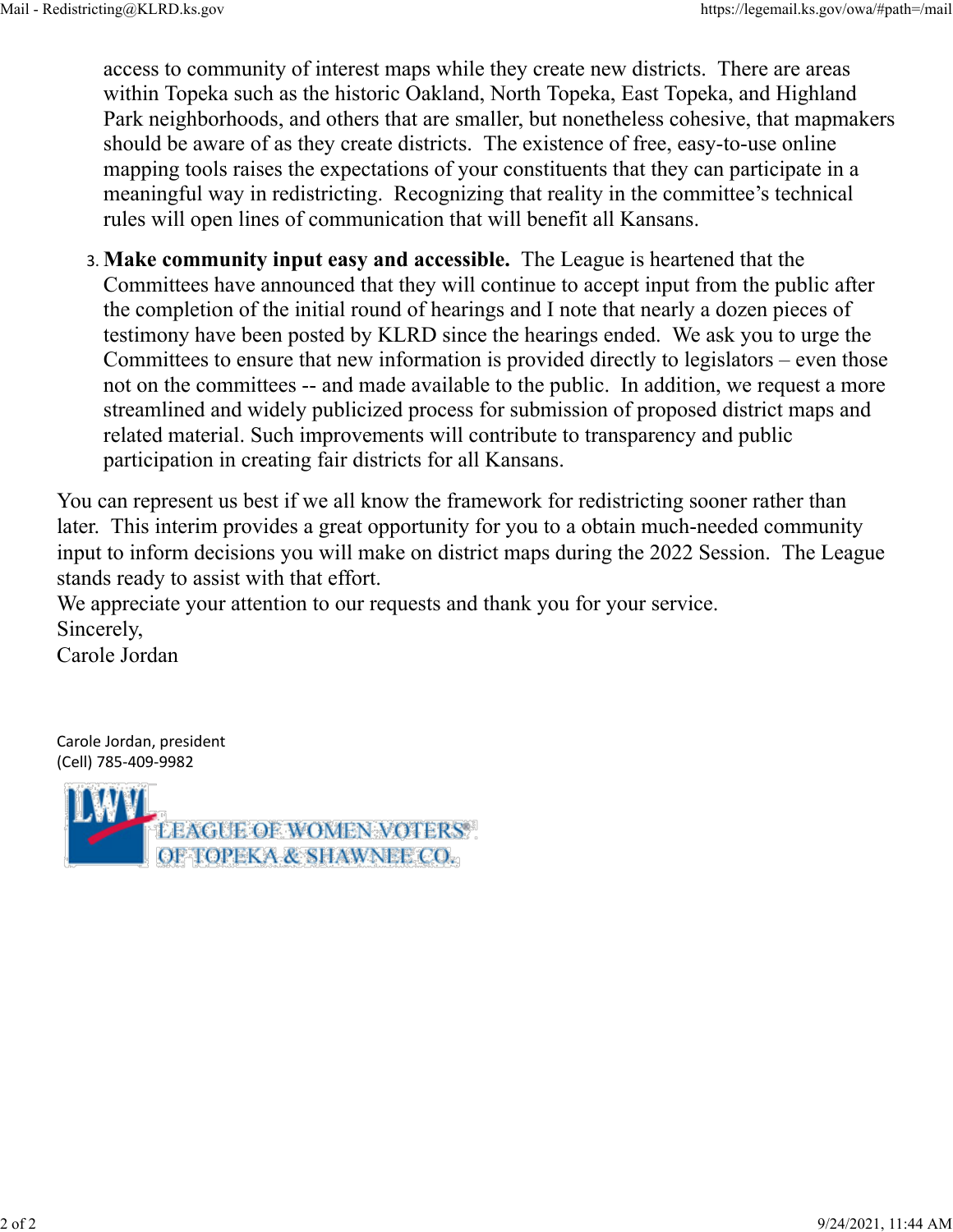access to community of interest maps while they create new districts. There are areas within Topeka such as the historic Oakland, North Topeka, East Topeka, and Highland Park neighborhoods, and others that are smaller, but nonetheless cohesive, that mapmakers should be aware of as they create districts. The existence of free, easy-to-use online mapping tools raises the expectations of your constituents that they can participate in a meaningful way in redistricting. Recognizing that reality in the committee's technical rules will open lines of communication that will benefit all Kansans.

3. **Make community input easy and accessible.** The League is heartened that the Committees have announced that they will continue to accept input from the public after the completion of the initial round of hearings and I note that nearly a dozen pieces of testimony have been posted by KLRD since the hearings ended. We ask you to urge the Committees to ensure that new information is provided directly to legislators – even those not on the committees -- and made available to the public. In addition, we request a more streamlined and widely publicized process for submission of proposed district maps and related material. Such improvements will contribute to transparency and public participation in creating fair districts for all Kansans.

You can represent us best if we all know the framework for redistricting sooner rather than later. This interim provides a great opportunity for you to a obtain much-needed community input to inform decisions you will make on district maps during the 2022 Session. The League stands ready to assist with that effort.

We appreciate your attention to our requests and thank you for your service.

Sincerely,

Carole Jordan

Carole Jordan, president
(Cell) 785-409-9982

LWV LEAGUE OF WOMEN VOTERS® OF TOPEKA & SHAWNEE CO.